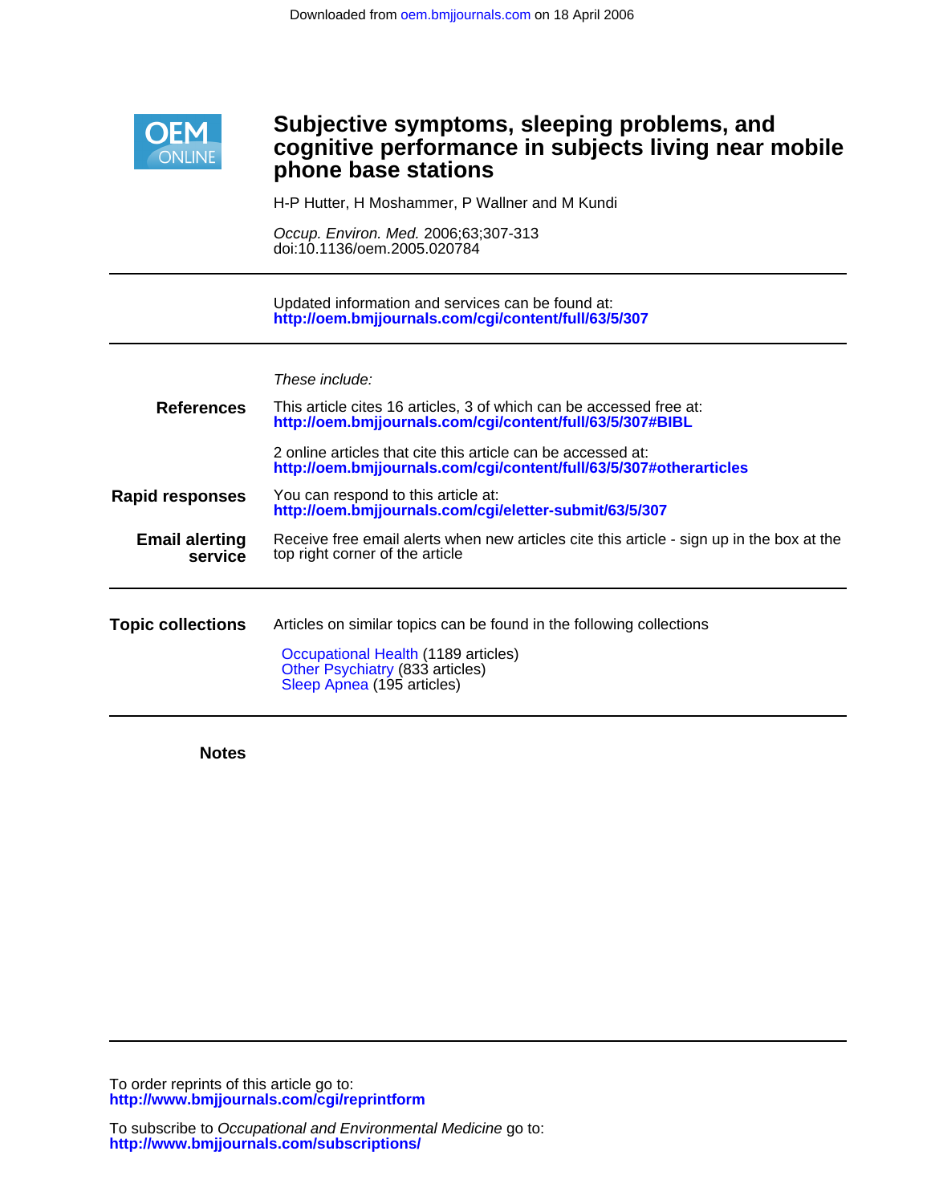Downloaded from oem.bmjjournals.com on 18 April 2006

OEM ONLINE

# Subjective symptoms, sleeping problems, and cognitive performance in subjects living near mobile phone base stations

H-P Hutter, H Moshammer, P Wallner and M Kundi

*Occup. Environ. Med.* 2006;63;307-313
doi:10.1136/oem.2005.020784

Updated information and services can be found at:
**http://oem.bmjjournals.com/cgi/content/full/63/5/307**

*These include:*

**References**

This article cites 16 articles, 3 of which can be accessed free at:
**http://oem.bmjjournals.com/cgi/content/full/63/5/307#BIBL**

2 online articles that cite this article can be accessed at:
**http://oem.bmjjournals.com/cgi/content/full/63/5/307#otherarticles**

**Rapid responses**

You can respond to this article at:
**http://oem.bmjjournals.com/cgi/eletter-submit/63/5/307**

**Email alerting service**

Receive free email alerts when new articles cite this article - sign up in the box at the top right corner of the article

**Topic collections**

Articles on similar topics can be found in the following collections

Occupational Health (1189 articles)
Other Psychiatry (833 articles)
Sleep Apnea (195 articles)

**Notes**

To order reprints of this article go to:
**http://www.bmjjournals.com/cgi/reprintform**

To subscribe to *Occupational and Environmental Medicine* go to:
**http://www.bmjjournals.com/subscriptions/**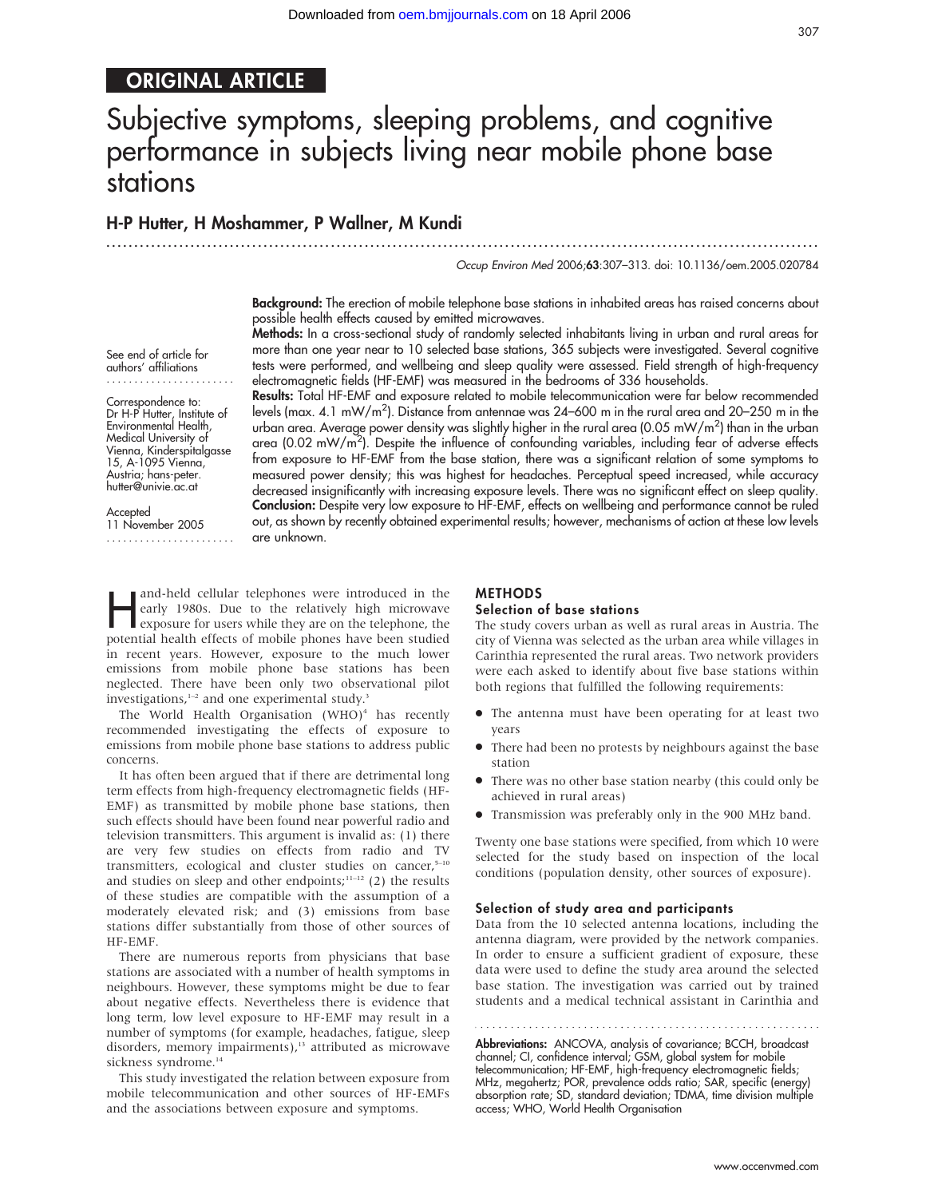## ORIGINAL ARTICLE

# Subjective symptoms, sleeping problems, and cognitive performance in subjects living near mobile phone base stations

**H-P Hutter, H Moshammer, P Wallner, M Kundi**

*Occup Environ Med* 2006;**63**:307–313. doi: 10.1136/oem.2005.020784

See end of article for authors' affiliations

Correspondence to: Dr H-P Hutter, Institute of Environmental Health, Medical University of Vienna, Kinderspitalgasse 15, A-1095 Vienna, Austria; hans-peter.hutter@univie.ac.at

Accepted 11 November 2005

**Background:** The erection of mobile telephone base stations in inhabited areas has raised concerns about possible health effects caused by emitted microwaves.

**Methods:** In a cross-sectional study of randomly selected inhabitants living in urban and rural areas for more than one year near to 10 selected base stations, 365 subjects were investigated. Several cognitive tests were performed, and wellbeing and sleep quality were assessed. Field strength of high-frequency electromagnetic fields (HF-EMF) was measured in the bedrooms of 336 households.

**Results:** Total HF-EMF and exposure related to mobile telecommunication were far below recommended levels (max. 4.1 mW/m$^2$). Distance from antennae was 24–600 m in the rural area and 20–250 m in the urban area. Average power density was slightly higher in the rural area (0.05 mW/m$^2$) than in the urban area (0.02 mW/m$^2$). Despite the influence of confounding variables, including fear of adverse effects from exposure to HF-EMF from the base station, there was a significant relation of some symptoms to measured power density; this was highest for headaches. Perceptual speed increased, while accuracy decreased insignificantly with increasing exposure levels. There was no significant effect on sleep quality.

**Conclusion:** Despite very low exposure to HF-EMF, effects on wellbeing and performance cannot be ruled out, as shown by recently obtained experimental results; however, mechanisms of action at these low levels are unknown.

Hand-held cellular telephones were introduced in the early 1980s. Due to the relatively high microwave exposure for users while they are on the telephone, the potential health effects of mobile phones have been studied in recent years. However, exposure to the much lower emissions from mobile phone base stations has been neglected. There have been only two observational pilot investigations,[1–2] and one experimental study.[3]

The World Health Organisation (WHO)[4] has recently recommended investigating the effects of exposure to emissions from mobile phone base stations to address public concerns.

It has often been argued that if there are detrimental long term effects from high-frequency electromagnetic fields (HF-EMF) as transmitted by mobile phone base stations, then such effects should have been found near powerful radio and television transmitters. This argument is invalid as: (1) there are very few studies on effects from radio and TV transmitters, ecological and cluster studies on cancer,[5–10] and studies on sleep and other endpoints;[11–12] (2) the results of these studies are compatible with the assumption of a moderately elevated risk; and (3) emissions from base stations differ substantially from those of other sources of HF-EMF.

There are numerous reports from physicians that base stations are associated with a number of health symptoms in neighbours. However, these symptoms might be due to fear about negative effects. Nevertheless there is evidence that long term, low level exposure to HF-EMF may result in a number of symptoms (for example, headaches, fatigue, sleep disorders, memory impairments),[13] attributed as microwave sickness syndrome.[14]

This study investigated the relation between exposure from mobile telecommunication and other sources of HF-EMFs and the associations between exposure and symptoms.

## METHODS

### Selection of base stations

The study covers urban as well as rural areas in Austria. The city of Vienna was selected as the urban area while villages in Carinthia represented the rural areas. Two network providers were each asked to identify about five base stations within both regions that fulfilled the following requirements:

- The antenna must have been operating for at least two years
- There had been no protests by neighbours against the base station
- There was no other base station nearby (this could only be achieved in rural areas)
- Transmission was preferably only in the 900 MHz band.

Twenty one base stations were specified, from which 10 were selected for the study based on inspection of the local conditions (population density, other sources of exposure).

### Selection of study area and participants

Data from the 10 selected antenna locations, including the antenna diagram, were provided by the network companies. In order to ensure a sufficient gradient of exposure, these data were used to define the study area around the selected base station. The investigation was carried out by trained students and a medical technical assistant in Carinthia and

**Abbreviations:** ANCOVA, analysis of covariance; BCCH, broadcast channel; CI, confidence interval; GSM, global system for mobile telecommunication; HF-EMF, high-frequency electromagnetic fields; MHz, megahertz; POR, prevalence odds ratio; SAR, specific (energy) absorption rate; SD, standard deviation; TDMA, time division multiple access; WHO, World Health Organisation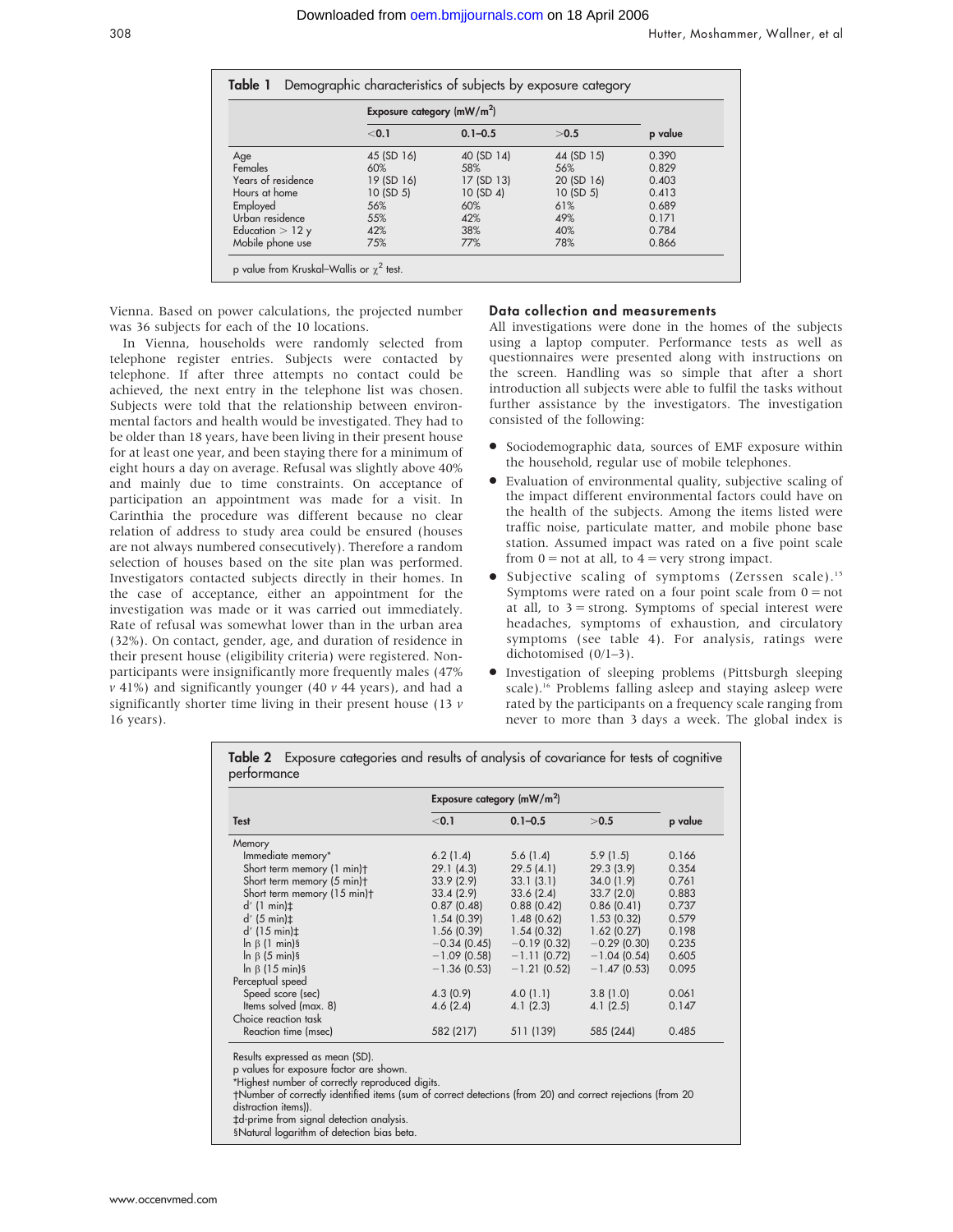**Table 1** Demographic characteristics of subjects by exposure category

| | Exposure category (mW/m$^2$) | | | |
|---|---|---|---|---|
| | <0.1 | 0.1–0.5 | >0.5 | p value |
| Age | 45 (SD 16) | 40 (SD 14) | 44 (SD 15) | 0.390 |
| Females | 60% | 58% | 56% | 0.829 |
| Years of residence | 19 (SD 16) | 17 (SD 13) | 20 (SD 16) | 0.403 |
| Hours at home | 10 (SD 5) | 10 (SD 4) | 10 (SD 5) | 0.413 |
| Employed | 56% | 60% | 61% | 0.689 |
| Urban residence | 55% | 42% | 49% | 0.171 |
| Education > 12 y | 42% | 38% | 40% | 0.784 |
| Mobile phone use | 75% | 77% | 78% | 0.866 |

p value from Kruskal–Wallis or $\chi^2$ test.

Vienna. Based on power calculations, the projected number was 36 subjects for each of the 10 locations.

In Vienna, households were randomly selected from telephone register entries. Subjects were contacted by telephone. If after three attempts no contact could be achieved, the next entry in the telephone list was chosen. Subjects were told that the relationship between environmental factors and health would be investigated. They had to be older than 18 years, have been living in their present house for at least one year, and been staying there for a minimum of eight hours a day on average. Refusal was slightly above 40% and mainly due to time constraints. On acceptance of participation an appointment was made for a visit. In Carinthia the procedure was different because no clear relation of address to study area could be ensured (houses are not always numbered consecutively). Therefore a random selection of houses based on the site plan was performed. Investigators contacted subjects directly in their homes. In the case of acceptance, either an appointment for the investigation was made or it was carried out immediately. Rate of refusal was somewhat lower than in the urban area (32%). On contact, gender, age, and duration of residence in their present house (eligibility criteria) were registered. Non-participants were insignificantly more frequently males (47% *v* 41%) and significantly younger (40 *v* 44 years), and had a significantly shorter time living in their present house (13 *v* 16 years).

### Data collection and measurements

All investigations were done in the homes of the subjects using a laptop computer. Performance tests as well as questionnaires were presented along with instructions on the screen. Handling was so simple that after a short introduction all subjects were able to fulfil the tasks without further assistance by the investigators. The investigation consisted of the following:

- Sociodemographic data, sources of EMF exposure within the household, regular use of mobile telephones.
- Evaluation of environmental quality, subjective scaling of the impact different environmental factors could have on the health of the subjects. Among the items listed were traffic noise, particulate matter, and mobile phone base station. Assumed impact was rated on a five point scale from 0 = not at all, to 4 = very strong impact.
- Subjective scaling of symptoms (Zerssen scale).[15] Symptoms were rated on a four point scale from 0 = not at all, to 3 = strong. Symptoms of special interest were headaches, symptoms of exhaustion, and circulatory symptoms (see table 4). For analysis, ratings were dichotomised (0/1–3).
- Investigation of sleeping problems (Pittsburgh sleeping scale).[16] Problems falling asleep and staying asleep were rated by the participants on a frequency scale ranging from never to more than 3 days a week. The global index is

**Table 2** Exposure categories and results of analysis of covariance for tests of cognitive performance

| | Exposure category (mW/m$^2$) | | | |
|---|---|---|---|---|
| Test | <0.1 | 0.1–0.5 | >0.5 | p value |
| Memory | | | | |
| Immediate memory* | 6.2 (1.4) | 5.6 (1.4) | 5.9 (1.5) | 0.166 |
| Short term memory (1 min)† | 29.1 (4.3) | 29.5 (4.1) | 29.3 (3.9) | 0.354 |
| Short term memory (5 min)† | 33.9 (2.9) | 33.1 (3.1) | 34.0 (1.9) | 0.761 |
| Short term memory (15 min)† | 33.4 (2.9) | 33.6 (2.4) | 33.7 (2.0) | 0.883 |
| d′ (1 min)‡ | 0.87 (0.48) | 0.88 (0.42) | 0.86 (0.41) | 0.737 |
| d′ (5 min)‡ | 1.54 (0.39) | 1.48 (0.62) | 1.53 (0.32) | 0.579 |
| d′ (15 min)‡ | 1.56 (0.39) | 1.54 (0.32) | 1.62 (0.27) | 0.198 |
| ln β (1 min)§ | −0.34 (0.45) | −0.19 (0.32) | −0.29 (0.30) | 0.235 |
| ln β (5 min)§ | −1.09 (0.58) | −1.11 (0.72) | −1.04 (0.54) | 0.605 |
| ln β (15 min)§ | −1.36 (0.53) | −1.21 (0.52) | −1.47 (0.53) | 0.095 |
| Perceptual speed | | | | |
| Speed score (sec) | 4.3 (0.9) | 4.0 (1.1) | 3.8 (1.0) | 0.061 |
| Items solved (max. 8) | 4.6 (2.4) | 4.1 (2.3) | 4.1 (2.5) | 0.147 |
| Choice reaction task | | | | |
| Reaction time (msec) | 582 (217) | 511 (139) | 585 (244) | 0.485 |

Results expressed as mean (SD).
p values for exposure factor are shown.
*Highest number of correctly reproduced digits.
†Number of correctly identified items (sum of correct detections (from 20) and correct rejections (from 20 distraction items)).
‡d-prime from signal detection analysis.
§Natural logarithm of detection bias beta.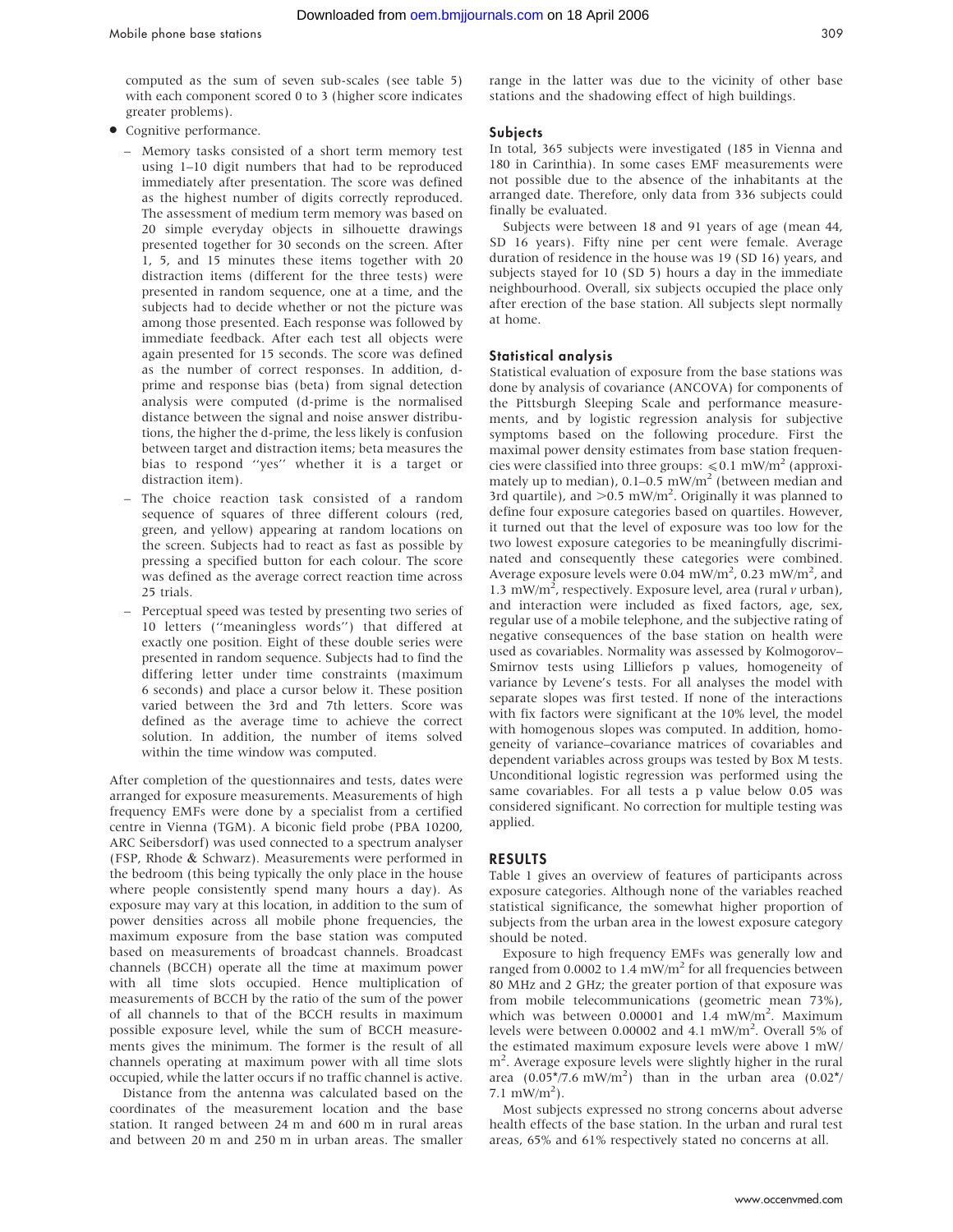computed as the sum of seven sub-scales (see table 5) with each component scored 0 to 3 (higher score indicates greater problems).

- Cognitive performance.
  - Memory tasks consisted of a short term memory test using 1–10 digit numbers that had to be reproduced immediately after presentation. The score was defined as the highest number of digits correctly reproduced. The assessment of medium term memory was based on 20 simple everyday objects in silhouette drawings presented together for 30 seconds on the screen. After 1, 5, and 15 minutes these items together with 20 distraction items (different for the three tests) were presented in random sequence, one at a time, and the subjects had to decide whether or not the picture was among those presented. Each response was followed by immediate feedback. After each test all objects were again presented for 15 seconds. The score was defined as the number of correct responses. In addition, d-prime and response bias (beta) from signal detection analysis were computed (d-prime is the normalised distance between the signal and noise answer distributions, the higher the d-prime, the less likely is confusion between target and distraction items; beta measures the bias to respond "yes" whether it is a target or distraction item).
  - The choice reaction task consisted of a random sequence of squares of three different colours (red, green, and yellow) appearing at random locations on the screen. Subjects had to react as fast as possible by pressing a specified button for each colour. The score was defined as the average correct reaction time across 25 trials.
  - Perceptual speed was tested by presenting two series of 10 letters ("meaningless words") that differed at exactly one position. Eight of these double series were presented in random sequence. Subjects had to find the differing letter under time constraints (maximum 6 seconds) and place a cursor below it. These position varied between the 3rd and 7th letters. Score was defined as the average time to achieve the correct solution. In addition, the number of items solved within the time window was computed.

After completion of the questionnaires and tests, dates were arranged for exposure measurements. Measurements of high frequency EMFs were done by a specialist from a certified centre in Vienna (TGM). A biconic field probe (PBA 10200, ARC Seibersdorf) was used connected to a spectrum analyser (FSP, Rhode & Schwarz). Measurements were performed in the bedroom (this being typically the only place in the house where people consistently spend many hours a day). As exposure may vary at this location, in addition to the sum of power densities across all mobile phone frequencies, the maximum exposure from the base station was computed based on measurements of broadcast channels. Broadcast channels (BCCH) operate all the time at maximum power with all time slots occupied. Hence multiplication of measurements of BCCH by the ratio of the sum of the power of all channels to that of the BCCH results in maximum possible exposure level, while the sum of BCCH measurements gives the minimum. The former is the result of all channels operating at maximum power with all time slots occupied, while the latter occurs if no traffic channel is active.

Distance from the antenna was calculated based on the coordinates of the measurement location and the base station. It ranged between 24 m and 600 m in rural areas and between 20 m and 250 m in urban areas. The smaller range in the latter was due to the vicinity of other base stations and the shadowing effect of high buildings.

### Subjects

In total, 365 subjects were investigated (185 in Vienna and 180 in Carinthia). In some cases EMF measurements were not possible due to the absence of the inhabitants at the arranged date. Therefore, only data from 336 subjects could finally be evaluated.

Subjects were between 18 and 91 years of age (mean 44, SD 16 years). Fifty nine per cent were female. Average duration of residence in the house was 19 (SD 16) years, and subjects stayed for 10 (SD 5) hours a day in the immediate neighbourhood. Overall, six subjects occupied the place only after erection of the base station. All subjects slept normally at home.

### Statistical analysis

Statistical evaluation of exposure from the base stations was done by analysis of covariance (ANCOVA) for components of the Pittsburgh Sleeping Scale and performance measurements, and by logistic regression analysis for subjective symptoms based on the following procedure. First the maximal power density estimates from base station frequencies were classified into three groups: $\leqslant 0.1$ mW/m$^2$ (approximately up to median), 0.1–0.5 mW/m$^2$ (between median and 3rd quartile), and $>0.5$ mW/m$^2$. Originally it was planned to define four exposure categories based on quartiles. However, it turned out that the level of exposure was too low for the two lowest exposure categories to be meaningfully discriminated and consequently these categories were combined. Average exposure levels were 0.04 mW/m$^2$, 0.23 mW/m$^2$, and 1.3 mW/m$^2$, respectively. Exposure level, area (rural *v* urban), and interaction were included as fixed factors, age, sex, regular use of a mobile telephone, and the subjective rating of negative consequences of the base station on health were used as covariables. Normality was assessed by Kolmogorov–Smirnov tests using Lilliefors p values, homogeneity of variance by Levene's tests. For all analyses the model with separate slopes was first tested. If none of the interactions with fix factors were significant at the 10% level, the model with homogenous slopes was computed. In addition, homogeneity of variance–covariance matrices of covariables and dependent variables across groups was tested by Box M tests. Unconditional logistic regression was performed using the same covariables. For all tests a p value below 0.05 was considered significant. No correction for multiple testing was applied.

## RESULTS

Table 1 gives an overview of features of participants across exposure categories. Although none of the variables reached statistical significance, the somewhat higher proportion of subjects from the urban area in the lowest exposure category should be noted.

Exposure to high frequency EMFs was generally low and ranged from 0.0002 to 1.4 mW/m$^2$ for all frequencies between 80 MHz and 2 GHz; the greater portion of that exposure was from mobile telecommunications (geometric mean 73%), which was between 0.00001 and 1.4 mW/m$^2$. Maximum levels were between 0.00002 and 4.1 mW/m$^2$. Overall 5% of the estimated maximum exposure levels were above 1 mW/m$^2$. Average exposure levels were slightly higher in the rural area (0.05*/7.6 mW/m$^2$) than in the urban area (0.02*/7.1 mW/m$^2$).

Most subjects expressed no strong concerns about adverse health effects of the base station. In the urban and rural test areas, 65% and 61% respectively stated no concerns at all.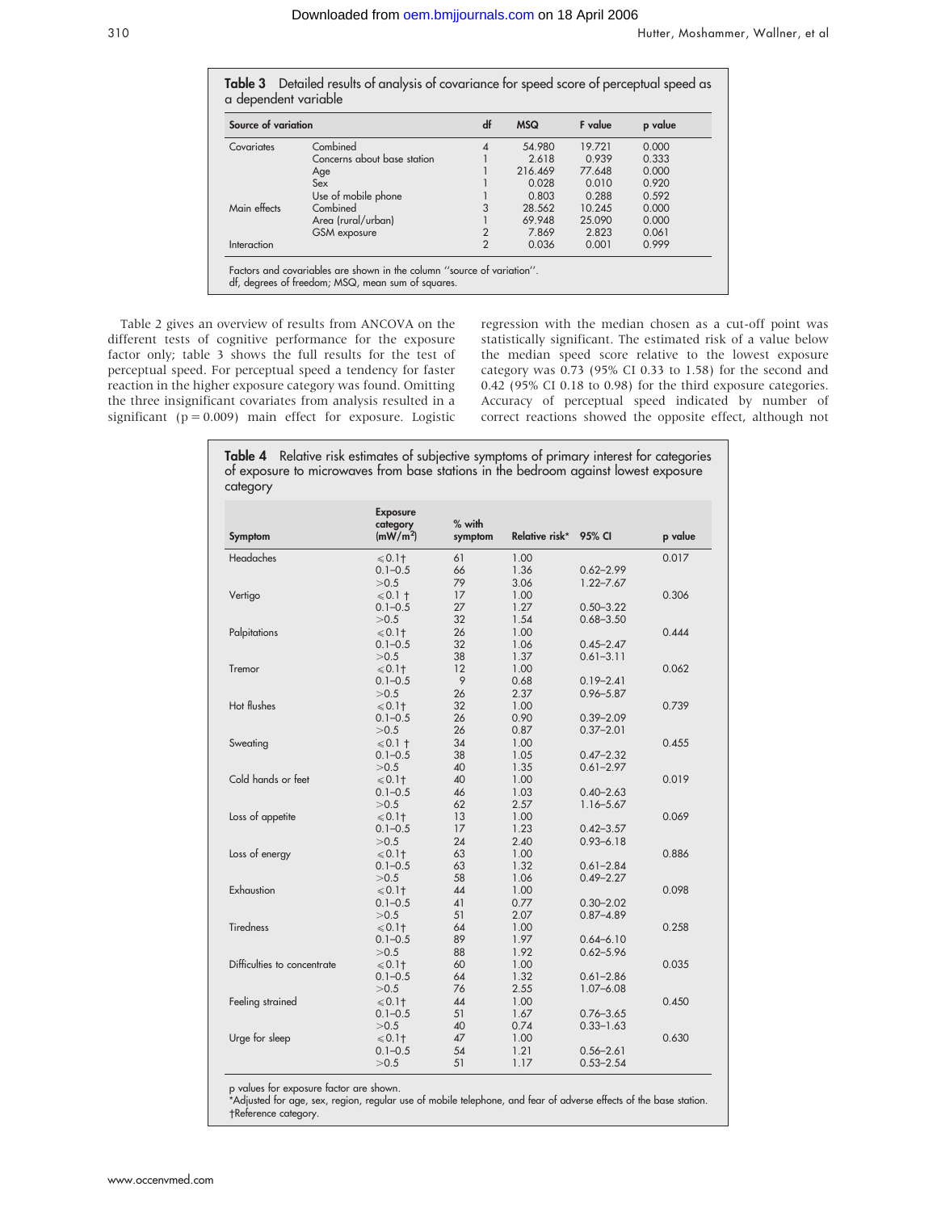**Table 3** Detailed results of analysis of covariance for speed score of perceptual speed as a dependent variable

| Source of variation | | df | MSQ | F value | p value |
|---|---|---|---|---|---|
| Covariates | Combined | 4 | 54.980 | 19.721 | 0.000 |
| | Concerns about base station | 1 | 2.618 | 0.939 | 0.333 |
| | Age | 1 | 216.469 | 77.648 | 0.000 |
| | Sex | 1 | 0.028 | 0.010 | 0.920 |
| | Use of mobile phone | 1 | 0.803 | 0.288 | 0.592 |
| Main effects | Combined | 3 | 28.562 | 10.245 | 0.000 |
| | Area (rural/urban) | 1 | 69.948 | 25.090 | 0.000 |
| | GSM exposure | 2 | 7.869 | 2.823 | 0.061 |
| Interaction | | 2 | 0.036 | 0.001 | 0.999 |

Factors and covariables are shown in the column ''source of variation''.
df, degrees of freedom; MSQ, mean sum of squares.

Table 2 gives an overview of results from ANCOVA on the different tests of cognitive performance for the exposure factor only; table 3 shows the full results for the test of perceptual speed. For perceptual speed a tendency for faster reaction in the higher exposure category was found. Omitting the three insignificant covariates from analysis resulted in a significant ($p = 0.009$) main effect for exposure. Logistic regression with the median chosen as a cut-off point was statistically significant. The estimated risk of a value below the median speed score relative to the lowest exposure category was 0.73 (95% CI 0.33 to 1.58) for the second and 0.42 (95% CI 0.18 to 0.98) for the third exposure categories. Accuracy of perceptual speed indicated by number of correct reactions showed the opposite effect, although not

**Table 4** Relative risk estimates of subjective symptoms of primary interest for categories of exposure to microwaves from base stations in the bedroom against lowest exposure category

| Symptom | Exposure category (mW/m$^2$) | % with symptom | Relative risk* | 95% CI | p value |
|---|---|---|---|---|---|
| Headaches | ⩽0.1† | 61 | 1.00 | | 0.017 |
| | 0.1–0.5 | 66 | 1.36 | 0.62–2.99 | |
| | >0.5 | 79 | 3.06 | 1.22–7.67 | |
| Vertigo | ⩽0.1 † | 17 | 1.00 | | 0.306 |
| | 0.1–0.5 | 27 | 1.27 | 0.50–3.22 | |
| | >0.5 | 32 | 1.54 | 0.68–3.50 | |
| Palpitations | ⩽0.1† | 26 | 1.00 | | 0.444 |
| | 0.1–0.5 | 32 | 1.06 | 0.45–2.47 | |
| | >0.5 | 38 | 1.37 | 0.61–3.11 | |
| Tremor | ⩽0.1† | 12 | 1.00 | | 0.062 |
| | 0.1–0.5 | 9 | 0.68 | 0.19–2.41 | |
| | >0.5 | 26 | 2.37 | 0.96–5.87 | |
| Hot flushes | ⩽0.1† | 32 | 1.00 | | 0.739 |
| | 0.1–0.5 | 26 | 0.90 | 0.39–2.09 | |
| | >0.5 | 26 | 0.87 | 0.37–2.01 | |
| Sweating | ⩽0.1 † | 34 | 1.00 | | 0.455 |
| | 0.1–0.5 | 38 | 1.05 | 0.47–2.32 | |
| | >0.5 | 40 | 1.35 | 0.61–2.97 | |
| Cold hands or feet | ⩽0.1† | 40 | 1.00 | | 0.019 |
| | 0.1–0.5 | 46 | 1.03 | 0.40–2.63 | |
| | >0.5 | 62 | 2.57 | 1.16–5.67 | |
| Loss of appetite | ⩽0.1† | 13 | 1.00 | | 0.069 |
| | 0.1–0.5 | 17 | 1.23 | 0.42–3.57 | |
| | >0.5 | 24 | 2.40 | 0.93–6.18 | |
| Loss of energy | ⩽0.1† | 63 | 1.00 | | 0.886 |
| | 0.1–0.5 | 63 | 1.32 | 0.61–2.84 | |
| | >0.5 | 58 | 1.06 | 0.49–2.27 | |
| Exhaustion | ⩽0.1† | 44 | 1.00 | | 0.098 |
| | 0.1–0.5 | 41 | 0.77 | 0.30–2.02 | |
| | >0.5 | 51 | 2.07 | 0.87–4.89 | |
| Tiredness | ⩽0.1† | 64 | 1.00 | | 0.258 |
| | 0.1–0.5 | 89 | 1.97 | 0.64–6.10 | |
| | >0.5 | 88 | 1.92 | 0.62–5.96 | |
| Difficulties to concentrate | ⩽0.1† | 60 | 1.00 | | 0.035 |
| | 0.1–0.5 | 64 | 1.32 | 0.61–2.86 | |
| | >0.5 | 76 | 2.55 | 1.07–6.08 | |
| Feeling strained | ⩽0.1† | 44 | 1.00 | | 0.450 |
| | 0.1–0.5 | 51 | 1.67 | 0.76–3.65 | |
| | >0.5 | 40 | 0.74 | 0.33–1.63 | |
| Urge for sleep | ⩽0.1† | 47 | 1.00 | | 0.630 |
| | 0.1–0.5 | 54 | 1.21 | 0.56–2.61 | |
| | >0.5 | 51 | 1.17 | 0.53–2.54 | |

p values for exposure factor are shown.
*Adjusted for age, sex, region, regular use of mobile telephone, and fear of adverse effects of the base station.
†Reference category.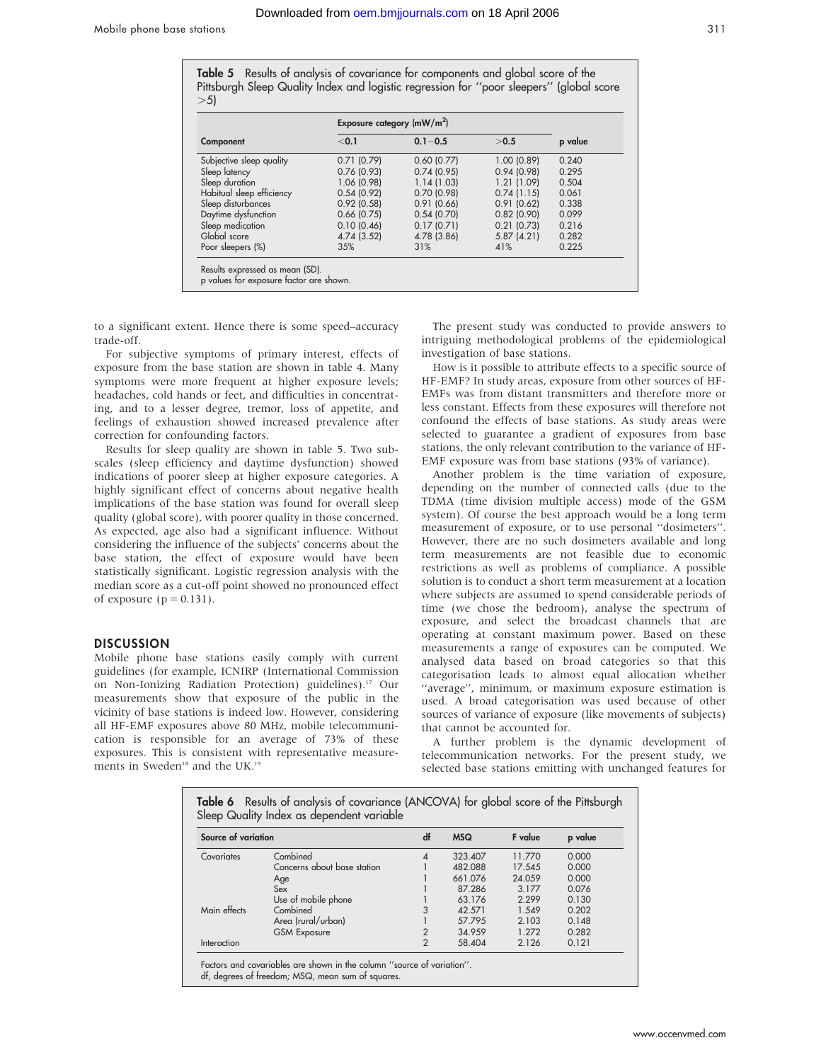**Table 5** Results of analysis of covariance for components and global score of the Pittsburgh Sleep Quality Index and logistic regression for ''poor sleepers'' (global score >5)

| Component | Exposure category (mW/m$^2$) | | | p value |
|---|---|---|---|---|
| | <0.1 | 0.1–0.5 | >0.5 | |
| Subjective sleep quality | 0.71 (0.79) | 0.60 (0.77) | 1.00 (0.89) | 0.240 |
| Sleep latency | 0.76 (0.93) | 0.74 (0.95) | 0.94 (0.98) | 0.295 |
| Sleep duration | 1.06 (0.98) | 1.14 (1.03) | 1.21 (1.09) | 0.504 |
| Habitual sleep efficiency | 0.54 (0.92) | 0.70 (0.98) | 0.74 (1.15) | 0.061 |
| Sleep disturbances | 0.92 (0.58) | 0.91 (0.66) | 0.91 (0.62) | 0.338 |
| Daytime dysfunction | 0.66 (0.75) | 0.54 (0.70) | 0.82 (0.90) | 0.099 |
| Sleep medication | 0.10 (0.46) | 0.17 (0.71) | 0.21 (0.73) | 0.216 |
| Global score | 4.74 (3.52) | 4.78 (3.86) | 5.87 (4.21) | 0.282 |
| Poor sleepers (%) | 35% | 31% | 41% | 0.225 |

Results expressed as mean (SD).
p values for exposure factor are shown.

to a significant extent. Hence there is some speed–accuracy trade-off.

For subjective symptoms of primary interest, effects of exposure from the base station are shown in table 4. Many symptoms were more frequent at higher exposure levels; headaches, cold hands or feet, and difficulties in concentrating, and to a lesser degree, tremor, loss of appetite, and feelings of exhaustion showed increased prevalence after correction for confounding factors.

Results for sleep quality are shown in table 5. Two subscales (sleep efficiency and daytime dysfunction) showed indications of poorer sleep at higher exposure categories. A highly significant effect of concerns about negative health implications of the base station was found for overall sleep quality (global score), with poorer quality in those concerned. As expected, age also had a significant influence. Without considering the influence of the subjects' concerns about the base station, the effect of exposure would have been statistically significant. Logistic regression analysis with the median score as a cut-off point showed no pronounced effect of exposure ($p = 0.131$).

## DISCUSSION

Mobile phone base stations easily comply with current guidelines (for example, ICNIRP (International Commission on Non-Ionizing Radiation Protection) guidelines).[17] Our measurements show that exposure of the public in the vicinity of base stations is indeed low. However, considering all HF-EMF exposures above 80 MHz, mobile telecommunication is responsible for an average of 73% of these exposures. This is consistent with representative measurements in Sweden[18] and the UK.[19]

The present study was conducted to provide answers to intriguing methodological problems of the epidemiological investigation of base stations.

How is it possible to attribute effects to a specific source of HF-EMF? In study areas, exposure from other sources of HF-EMFs was from distant transmitters and therefore more or less constant. Effects from these exposures will therefore not confound the effects of base stations. As study areas were selected to guarantee a gradient of exposures from base stations, the only relevant contribution to the variance of HF-EMF exposure was from base stations (93% of variance).

Another problem is the time variation of exposure, depending on the number of connected calls (due to the TDMA (time division multiple access) mode of the GSM system). Of course the best approach would be a long term measurement of exposure, or to use personal ''dosimeters''. However, there are no such dosimeters available and long term measurements are not feasible due to economic restrictions as well as problems of compliance. A possible solution is to conduct a short term measurement at a location where subjects are assumed to spend considerable periods of time (we chose the bedroom), analyse the spectrum of exposure, and select the broadcast channels that are operating at constant maximum power. Based on these measurements a range of exposures can be computed. We analysed data based on broad categories so that this categorisation leads to almost equal allocation whether ''average'', minimum, or maximum exposure estimation is used. A broad categorisation was used because of other sources of variance of exposure (like movements of subjects) that cannot be accounted for.

A further problem is the dynamic development of telecommunication networks. For the present study, we selected base stations emitting with unchanged features for

**Table 6** Results of analysis of covariance (ANCOVA) for global score of the Pittsburgh Sleep Quality Index as dependent variable

| Source of variation | | df | MSQ | F value | p value |
|---|---|---|---|---|---|
| Covariates | Combined | 4 | 323.407 | 11.770 | 0.000 |
| | Concerns about base station | 1 | 482.088 | 17.545 | 0.000 |
| | Age | 1 | 661.076 | 24.059 | 0.000 |
| | Sex | 1 | 87.286 | 3.177 | 0.076 |
| | Use of mobile phone | 1 | 63.176 | 2.299 | 0.130 |
| Main effects | Combined | 3 | 42.571 | 1.549 | 0.202 |
| | Area (rural/urban) | 1 | 57.795 | 2.103 | 0.148 |
| | GSM Exposure | 2 | 34.959 | 1.272 | 0.282 |
| Interaction | | 2 | 58.404 | 2.126 | 0.121 |

Factors and covariables are shown in the column ''source of variation''.
df, degrees of freedom; MSQ, mean sum of squares.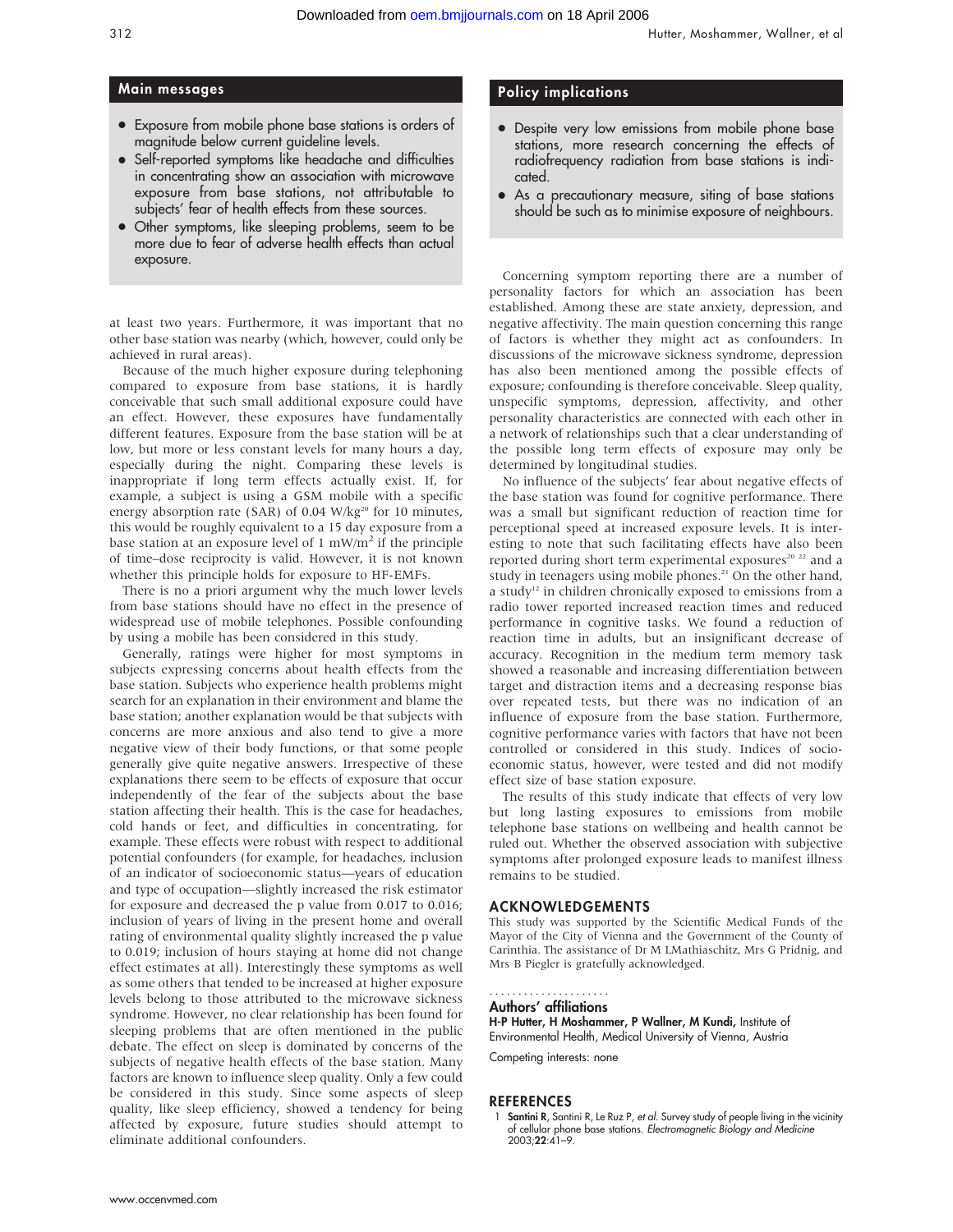## Main messages

- Exposure from mobile phone base stations is orders of magnitude below current guideline levels.
- Self-reported symptoms like headache and difficulties in concentrating show an association with microwave exposure from base stations, not attributable to subjects' fear of health effects from these sources.
- Other symptoms, like sleeping problems, seem to be more due to fear of adverse health effects than actual exposure.

at least two years. Furthermore, it was important that no other base station was nearby (which, however, could only be achieved in rural areas).

Because of the much higher exposure during telephoning compared to exposure from base stations, it is hardly conceivable that such small additional exposure could have an effect. However, these exposures have fundamentally different features. Exposure from the base station will be at low, but more or less constant levels for many hours a day, especially during the night. Comparing these levels is inappropriate if long term effects actually exist. If, for example, a subject is using a GSM mobile with a specific energy absorption rate (SAR) of 0.04 W/kg[20] for 10 minutes, this would be roughly equivalent to a 15 day exposure from a base station at an exposure level of 1 mW/m$^2$ if the principle of time–dose reciprocity is valid. However, it is not known whether this principle holds for exposure to HF-EMFs.

There is no a priori argument why the much lower levels from base stations should have no effect in the presence of widespread use of mobile telephones. Possible confounding by using a mobile has been considered in this study.

Generally, ratings were higher for most symptoms in subjects expressing concerns about health effects from the base station. Subjects who experience health problems might search for an explanation in their environment and blame the base station; another explanation would be that subjects with concerns are more anxious and also tend to give a more negative view of their body functions, or that some people generally give quite negative answers. Irrespective of these explanations there seem to be effects of exposure that occur independently of the fear of the subjects about the base station affecting their health. This is the case for headaches, cold hands or feet, and difficulties in concentrating, for example. These effects were robust with respect to additional potential confounders (for example, for headaches, inclusion of an indicator of socioeconomic status—years of education and type of occupation—slightly increased the risk estimator for exposure and decreased the p value from 0.017 to 0.016; inclusion of years of living in the present home and overall rating of environmental quality slightly increased the p value to 0.019; inclusion of hours staying at home did not change effect estimates at all). Interestingly these symptoms as well as some others that tended to be increased at higher exposure levels belong to those attributed to the microwave sickness syndrome. However, no clear relationship has been found for sleeping problems that are often mentioned in the public debate. The effect on sleep is dominated by concerns of the subjects of negative health effects of the base station. Many factors are known to influence sleep quality. Only a few could be considered in this study. Since some aspects of sleep quality, like sleep efficiency, showed a tendency for being affected by exposure, future studies should attempt to eliminate additional confounders.

## Policy implications

- Despite very low emissions from mobile phone base stations, more research concerning the effects of radiofrequency radiation from base stations is indicated.
- As a precautionary measure, siting of base stations should be such as to minimise exposure of neighbours.

Concerning symptom reporting there are a number of personality factors for which an association has been established. Among these are state anxiety, depression, and negative affectivity. The main question concerning this range of factors is whether they might act as confounders. In discussions of the microwave sickness syndrome, depression has also been mentioned among the possible effects of exposure; confounding is therefore conceivable. Sleep quality, unspecific symptoms, depression, affectivity, and other personality characteristics are connected with each other in a network of relationships such that a clear understanding of the possible long term effects of exposure may only be determined by longitudinal studies.

No influence of the subjects' fear about negative effects of the base station was found for cognitive performance. There was a small but significant reduction of reaction time for perceptional speed at increased exposure levels. It is interesting to note that such facilitating effects have also been reported during short term experimental exposures[20 22] and a study in teenagers using mobile phones.[21] On the other hand, a study[12] in children chronically exposed to emissions from a radio tower reported increased reaction times and reduced performance in cognitive tasks. We found a reduction of reaction time in adults, but an insignificant decrease of accuracy. Recognition in the medium term memory task showed a reasonable and increasing differentiation between target and distraction items and a decreasing response bias over repeated tests, but there was no indication of an influence of exposure from the base station. Furthermore, cognitive performance varies with factors that have not been controlled or considered in this study. Indices of socioeconomic status, however, were tested and did not modify effect size of base station exposure.

The results of this study indicate that effects of very low but long lasting exposures to emissions from mobile telephone base stations on wellbeing and health cannot be ruled out. Whether the observed association with subjective symptoms after prolonged exposure leads to manifest illness remains to be studied.

## ACKNOWLEDGEMENTS

This study was supported by the Scientific Medical Funds of the Mayor of the City of Vienna and the Government of the County of Carinthia. The assistance of Dr M LMathiaschitz, Mrs G Pridnig, and Mrs B Piegler is gratefully acknowledged.

### Authors' affiliations

**H-P Hutter, H Moshammer, P Wallner, M Kundi,** Institute of Environmental Health, Medical University of Vienna, Austria

Competing interests: none

## REFERENCES

1 **Santini R**, Santini R, Le Ruz P, *et al*. Survey study of people living in the vicinity of cellular phone base stations. *Electromagnetic Biology and Medicine* 2003;**22**:41–9.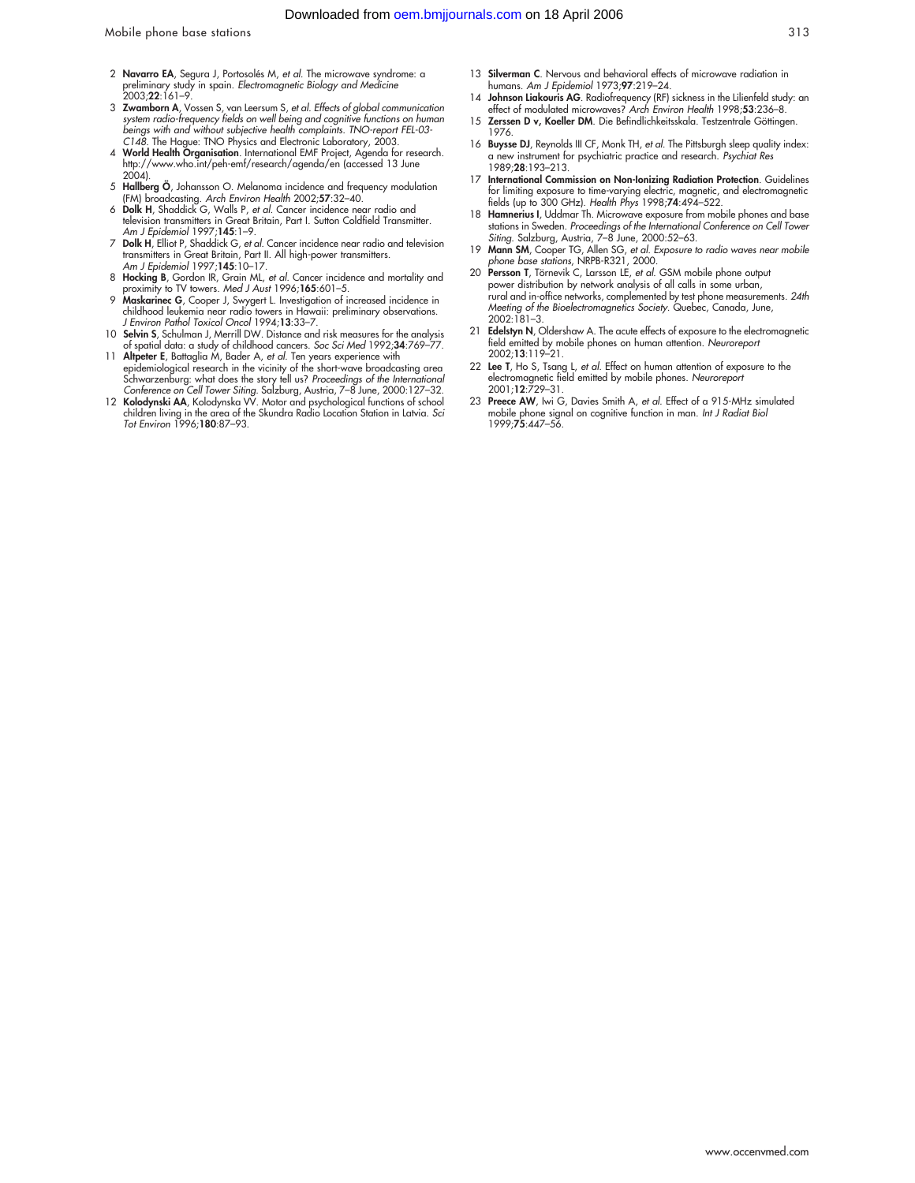2 **Navarro EA**, Segura J, Portosolés M, *et al*. The microwave syndrome: a preliminary study in spain. *Electromagnetic Biology and Medicine* 2003;**22**:161–9.

3 **Zwamborn A**, Vossen S, van Leersum S, *et al*. *Effects of global communication system radio-frequency fields on well being and cognitive functions on human beings with and without subjective health complaints. TNO-report FEL-03-C148*. The Hague: TNO Physics and Electronic Laboratory, 2003.

4 **World Health Organisation**. International EMF Project, Agenda for research. http://www.who.int/peh-emf/research/agenda/en (accessed 13 June 2004).

5 **Hallberg Ö**, Johansson O. Melanoma incidence and frequency modulation (FM) broadcasting. *Arch Environ Health* 2002;**57**:32–40.

6 **Dolk H**, Shaddick G, Walls P, *et al*. Cancer incidence near radio and television transmitters in Great Britain, Part I. Sutton Coldfield Transmitter. *Am J Epidemiol* 1997;**145**:1–9.

7 **Dolk H**, Elliot P, Shaddick G, *et al*. Cancer incidence near radio and television transmitters in Great Britain, Part II. All high-power transmitters. *Am J Epidemiol* 1997;**145**:10–17.

8 **Hocking B**, Gordon IR, Grain ML, *et al*. Cancer incidence and mortality and proximity to TV towers. *Med J Aust* 1996;**165**:601–5.

9 **Maskarinec G**, Cooper J, Swygert L. Investigation of increased incidence in childhood leukemia near radio towers in Hawaii: preliminary observations. *J Environ Pathol Toxicol Oncol* 1994;**13**:33–7.

10 **Selvin S**, Schulman J, Merrill DW. Distance and risk measures for the analysis of spatial data: a study of childhood cancers. *Soc Sci Med* 1992;**34**:769–77.

11 **Altpeter E**, Battaglia M, Bader A, *et al*. Ten years experience with epidemiological research in the vicinity of the short-wave broadcasting area Schwarzenburg: what does the story tell us? *Proceedings of the International Conference on Cell Tower Siting*. Salzburg, Austria, 7–8 June, 2000:127–32.

12 **Kolodynski AA**, Kolodynska VV. Motor and psychological functions of school children living in the area of the Skundra Radio Location Station in Latvia. *Sci Tot Environ* 1996;**180**:87–93.

13 **Silverman C**. Nervous and behavioral effects of microwave radiation in humans. *Am J Epidemiol* 1973;**97**:219–24.

14 **Johnson Liakouris AG**. Radiofrequency (RF) sickness in the Lilienfeld study: an effect of modulated microwaves? *Arch Environ Health* 1998;**53**:236–8.

15 **Zerssen D v, Koeller DM**. Die Befindlichkeitsskala. Testzentrale Göttingen. 1976.

16 **Buysse DJ**, Reynolds III CF, Monk TH, *et al*. The Pittsburgh sleep quality index: a new instrument for psychiatric practice and research. *Psychiat Res* 1989;**28**:193–213.

17 **International Commission on Non-Ionizing Radiation Protection**. Guidelines for limiting exposure to time-varying electric, magnetic, and electromagnetic fields (up to 300 GHz). *Health Phys* 1998;**74**:494–522.

18 **Hamnerius I**, Uddmar Th. Microwave exposure from mobile phones and base stations in Sweden. *Proceedings of the International Conference on Cell Tower Siting*. Salzburg, Austria, 7–8 June, 2000:52–63.

19 **Mann SM**, Cooper TG, Allen SG, *et al*. *Exposure to radio waves near mobile phone base stations*, NRPB-R321, 2000.

20 **Persson T**, Törnevik C, Larsson LE, *et al*. GSM mobile phone output power distribution by network analysis of all calls in some urban, rural and in-office networks, complemented by test phone measurements. *24th Meeting of the Bioelectromagnetics Society*. Quebec, Canada, June, 2002:181–3.

21 **Edelstyn N**, Oldershaw A. The acute effects of exposure to the electromagnetic field emitted by mobile phones on human attention. *Neuroreport* 2002;**13**:119–21.

22 **Lee T**, Ho S, Tsang L, *et al*. Effect on human attention of exposure to the electromagnetic field emitted by mobile phones. *Neuroreport* 2001;**12**:729–31.

23 **Preece AW**, Iwi G, Davies Smith A, *et al*. Effect of a 915-MHz simulated mobile phone signal on cognitive function in man. *Int J Radiat Biol* 1999;**75**:447–56.